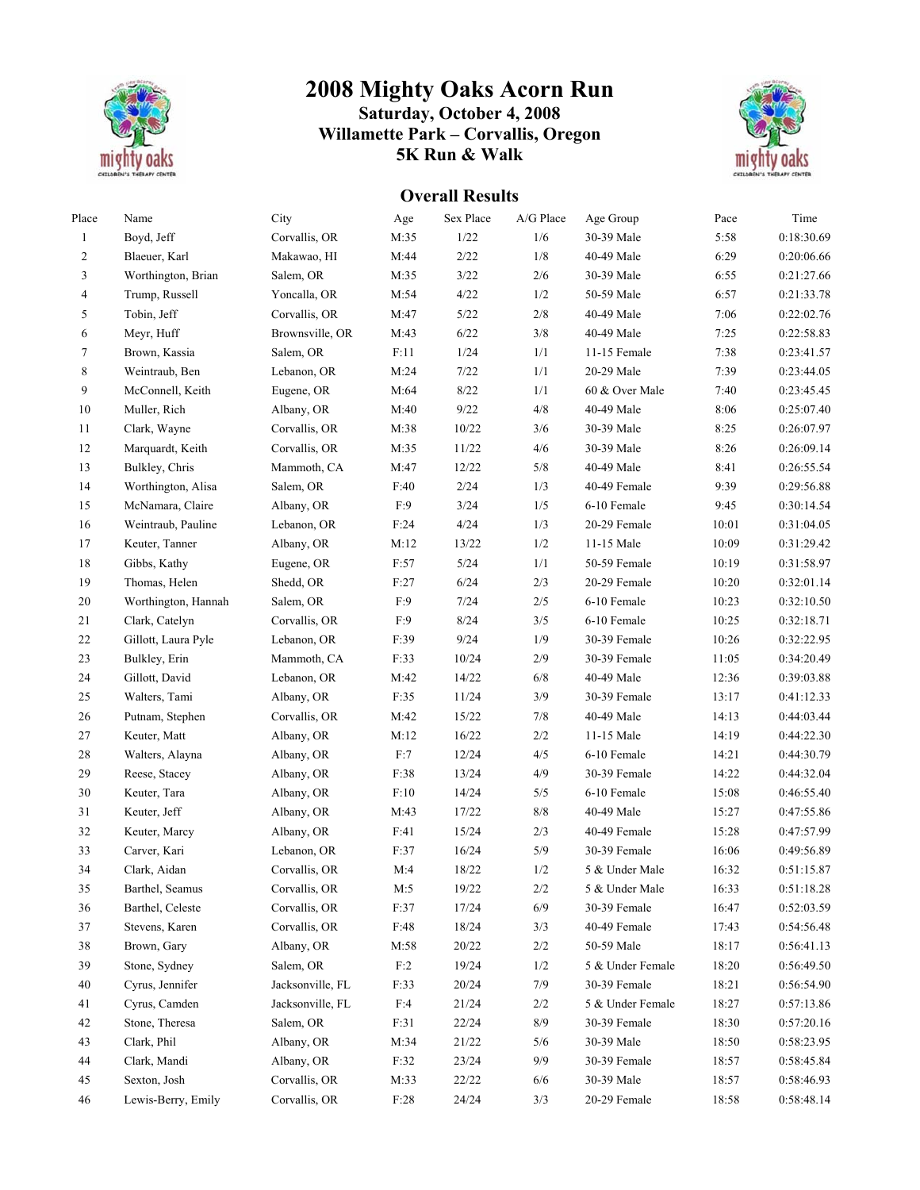# 2008 Mighty Oaks Acorn Run

### Saturday, October 4, 2008
### Willamette Park – Corvallis, Oregon
### 5K Run & Walk

## Overall Results

| Place | Name | City | Age | Sex Place | A/G Place | Age Group | Pace | Time |
|---|---|---|---|---|---|---|---|---|
| 1 | Boyd, Jeff | Corvallis, OR | M:35 | 1/22 | 1/6 | 30-39 Male | 5:58 | 0:18:30.69 |
| 2 | Blaeuer, Karl | Makawao, HI | M:44 | 2/22 | 1/8 | 40-49 Male | 6:29 | 0:20:06.66 |
| 3 | Worthington, Brian | Salem, OR | M:35 | 3/22 | 2/6 | 30-39 Male | 6:55 | 0:21:27.66 |
| 4 | Trump, Russell | Yoncalla, OR | M:54 | 4/22 | 1/2 | 50-59 Male | 6:57 | 0:21:33.78 |
| 5 | Tobin, Jeff | Corvallis, OR | M:47 | 5/22 | 2/8 | 40-49 Male | 7:06 | 0:22:02.76 |
| 6 | Meyr, Huff | Brownsville, OR | M:43 | 6/22 | 3/8 | 40-49 Male | 7:25 | 0:22:58.83 |
| 7 | Brown, Kassia | Salem, OR | F:11 | 1/24 | 1/1 | 11-15 Female | 7:38 | 0:23:41.57 |
| 8 | Weintraub, Ben | Lebanon, OR | M:24 | 7/22 | 1/1 | 20-29 Male | 7:39 | 0:23:44.05 |
| 9 | McConnell, Keith | Eugene, OR | M:64 | 8/22 | 1/1 | 60 & Over Male | 7:40 | 0:23:45.45 |
| 10 | Muller, Rich | Albany, OR | M:40 | 9/22 | 4/8 | 40-49 Male | 8:06 | 0:25:07.40 |
| 11 | Clark, Wayne | Corvallis, OR | M:38 | 10/22 | 3/6 | 30-39 Male | 8:25 | 0:26:07.97 |
| 12 | Marquardt, Keith | Corvallis, OR | M:35 | 11/22 | 4/6 | 30-39 Male | 8:26 | 0:26:09.14 |
| 13 | Bulkley, Chris | Mammoth, CA | M:47 | 12/22 | 5/8 | 40-49 Male | 8:41 | 0:26:55.54 |
| 14 | Worthington, Alisa | Salem, OR | F:40 | 2/24 | 1/3 | 40-49 Female | 9:39 | 0:29:56.88 |
| 15 | McNamara, Claire | Albany, OR | F:9 | 3/24 | 1/5 | 6-10 Female | 9:45 | 0:30:14.54 |
| 16 | Weintraub, Pauline | Lebanon, OR | F:24 | 4/24 | 1/3 | 20-29 Female | 10:01 | 0:31:04.05 |
| 17 | Keuter, Tanner | Albany, OR | M:12 | 13/22 | 1/2 | 11-15 Male | 10:09 | 0:31:29.42 |
| 18 | Gibbs, Kathy | Eugene, OR | F:57 | 5/24 | 1/1 | 50-59 Female | 10:19 | 0:31:58.97 |
| 19 | Thomas, Helen | Shedd, OR | F:27 | 6/24 | 2/3 | 20-29 Female | 10:20 | 0:32:01.14 |
| 20 | Worthington, Hannah | Salem, OR | F:9 | 7/24 | 2/5 | 6-10 Female | 10:23 | 0:32:10.50 |
| 21 | Clark, Catelyn | Corvallis, OR | F:9 | 8/24 | 3/5 | 6-10 Female | 10:25 | 0:32:18.71 |
| 22 | Gillott, Laura Pyle | Lebanon, OR | F:39 | 9/24 | 1/9 | 30-39 Female | 10:26 | 0:32:22.95 |
| 23 | Bulkley, Erin | Mammoth, CA | F:33 | 10/24 | 2/9 | 30-39 Female | 11:05 | 0:34:20.49 |
| 24 | Gillott, David | Lebanon, OR | M:42 | 14/22 | 6/8 | 40-49 Male | 12:36 | 0:39:03.88 |
| 25 | Walters, Tami | Albany, OR | F:35 | 11/24 | 3/9 | 30-39 Female | 13:17 | 0:41:12.33 |
| 26 | Putnam, Stephen | Corvallis, OR | M:42 | 15/22 | 7/8 | 40-49 Male | 14:13 | 0:44:03.44 |
| 27 | Keuter, Matt | Albany, OR | M:12 | 16/22 | 2/2 | 11-15 Male | 14:19 | 0:44:22.30 |
| 28 | Walters, Alayna | Albany, OR | F:7 | 12/24 | 4/5 | 6-10 Female | 14:21 | 0:44:30.79 |
| 29 | Reese, Stacey | Albany, OR | F:38 | 13/24 | 4/9 | 30-39 Female | 14:22 | 0:44:32.04 |
| 30 | Keuter, Tara | Albany, OR | F:10 | 14/24 | 5/5 | 6-10 Female | 15:08 | 0:46:55.40 |
| 31 | Keuter, Jeff | Albany, OR | M:43 | 17/22 | 8/8 | 40-49 Male | 15:27 | 0:47:55.86 |
| 32 | Keuter, Marcy | Albany, OR | F:41 | 15/24 | 2/3 | 40-49 Female | 15:28 | 0:47:57.99 |
| 33 | Carver, Kari | Lebanon, OR | F:37 | 16/24 | 5/9 | 30-39 Female | 16:06 | 0:49:56.89 |
| 34 | Clark, Aidan | Corvallis, OR | M:4 | 18/22 | 1/2 | 5 & Under Male | 16:32 | 0:51:15.87 |
| 35 | Barthel, Seamus | Corvallis, OR | M:5 | 19/22 | 2/2 | 5 & Under Male | 16:33 | 0:51:18.28 |
| 36 | Barthel, Celeste | Corvallis, OR | F:37 | 17/24 | 6/9 | 30-39 Female | 16:47 | 0:52:03.59 |
| 37 | Stevens, Karen | Corvallis, OR | F:48 | 18/24 | 3/3 | 40-49 Female | 17:43 | 0:54:56.48 |
| 38 | Brown, Gary | Albany, OR | M:58 | 20/22 | 2/2 | 50-59 Male | 18:17 | 0:56:41.13 |
| 39 | Stone, Sydney | Salem, OR | F:2 | 19/24 | 1/2 | 5 & Under Female | 18:20 | 0:56:49.50 |
| 40 | Cyrus, Jennifer | Jacksonville, FL | F:33 | 20/24 | 7/9 | 30-39 Female | 18:21 | 0:56:54.90 |
| 41 | Cyrus, Camden | Jacksonville, FL | F:4 | 21/24 | 2/2 | 5 & Under Female | 18:27 | 0:57:13.86 |
| 42 | Stone, Theresa | Salem, OR | F:31 | 22/24 | 8/9 | 30-39 Female | 18:30 | 0:57:20.16 |
| 43 | Clark, Phil | Albany, OR | M:34 | 21/22 | 5/6 | 30-39 Male | 18:50 | 0:58:23.95 |
| 44 | Clark, Mandi | Albany, OR | F:32 | 23/24 | 9/9 | 30-39 Female | 18:57 | 0:58:45.84 |
| 45 | Sexton, Josh | Corvallis, OR | M:33 | 22/22 | 6/6 | 30-39 Male | 18:57 | 0:58:46.93 |
| 46 | Lewis-Berry, Emily | Corvallis, OR | F:28 | 24/24 | 3/3 | 20-29 Female | 18:58 | 0:58:48.14 |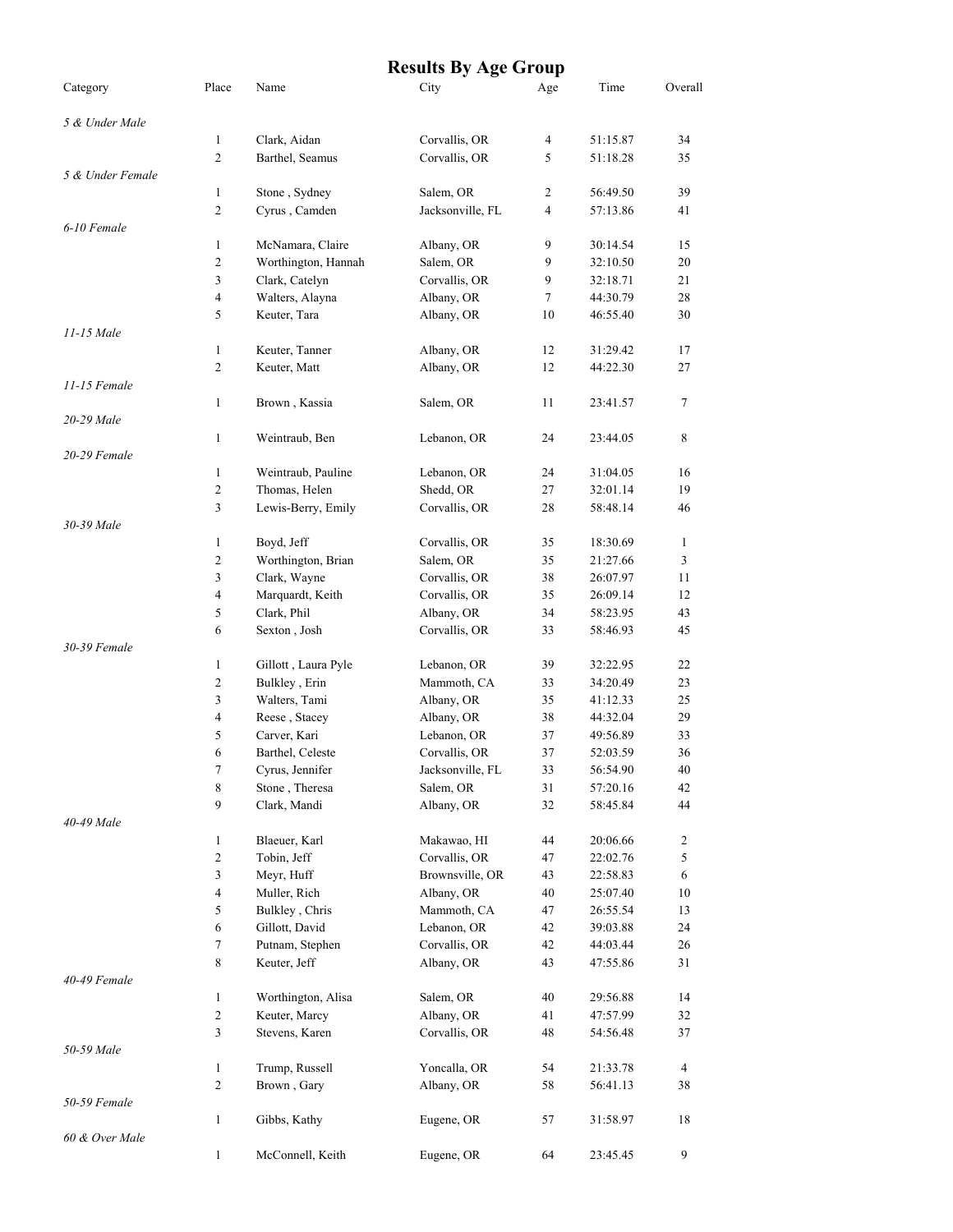# Results By Age Group

| Category | Place | Name | City | Age | Time | Overall |
|---|---|---|---|---|---|---|
| *5 & Under Male* | | | | | | |
| | 1 | Clark, Aidan | Corvallis, OR | 4 | 51:15.87 | 34 |
| | 2 | Barthel, Seamus | Corvallis, OR | 5 | 51:18.28 | 35 |
| *5 & Under Female* | | | | | | |
| | 1 | Stone , Sydney | Salem, OR | 2 | 56:49.50 | 39 |
| | 2 | Cyrus , Camden | Jacksonville, FL | 4 | 57:13.86 | 41 |
| *6-10 Female* | | | | | | |
| | 1 | McNamara, Claire | Albany, OR | 9 | 30:14.54 | 15 |
| | 2 | Worthington, Hannah | Salem, OR | 9 | 32:10.50 | 20 |
| | 3 | Clark, Catelyn | Corvallis, OR | 9 | 32:18.71 | 21 |
| | 4 | Walters, Alayna | Albany, OR | 7 | 44:30.79 | 28 |
| | 5 | Keuter, Tara | Albany, OR | 10 | 46:55.40 | 30 |
| *11-15 Male* | | | | | | |
| | 1 | Keuter, Tanner | Albany, OR | 12 | 31:29.42 | 17 |
| | 2 | Keuter, Matt | Albany, OR | 12 | 44:22.30 | 27 |
| *11-15 Female* | | | | | | |
| | 1 | Brown , Kassia | Salem, OR | 11 | 23:41.57 | 7 |
| *20-29 Male* | | | | | | |
| | 1 | Weintraub, Ben | Lebanon, OR | 24 | 23:44.05 | 8 |
| *20-29 Female* | | | | | | |
| | 1 | Weintraub, Pauline | Lebanon, OR | 24 | 31:04.05 | 16 |
| | 2 | Thomas, Helen | Shedd, OR | 27 | 32:01.14 | 19 |
| | 3 | Lewis-Berry, Emily | Corvallis, OR | 28 | 58:48.14 | 46 |
| *30-39 Male* | | | | | | |
| | 1 | Boyd, Jeff | Corvallis, OR | 35 | 18:30.69 | 1 |
| | 2 | Worthington, Brian | Salem, OR | 35 | 21:27.66 | 3 |
| | 3 | Clark, Wayne | Corvallis, OR | 38 | 26:07.97 | 11 |
| | 4 | Marquardt, Keith | Corvallis, OR | 35 | 26:09.14 | 12 |
| | 5 | Clark, Phil | Albany, OR | 34 | 58:23.95 | 43 |
| | 6 | Sexton , Josh | Corvallis, OR | 33 | 58:46.93 | 45 |
| *30-39 Female* | | | | | | |
| | 1 | Gillott , Laura Pyle | Lebanon, OR | 39 | 32:22.95 | 22 |
| | 2 | Bulkley , Erin | Mammoth, CA | 33 | 34:20.49 | 23 |
| | 3 | Walters, Tami | Albany, OR | 35 | 41:12.33 | 25 |
| | 4 | Reese , Stacey | Albany, OR | 38 | 44:32.04 | 29 |
| | 5 | Carver, Kari | Lebanon, OR | 37 | 49:56.89 | 33 |
| | 6 | Barthel, Celeste | Corvallis, OR | 37 | 52:03.59 | 36 |
| | 7 | Cyrus, Jennifer | Jacksonville, FL | 33 | 56:54.90 | 40 |
| | 8 | Stone , Theresa | Salem, OR | 31 | 57:20.16 | 42 |
| | 9 | Clark, Mandi | Albany, OR | 32 | 58:45.84 | 44 |
| *40-49 Male* | | | | | | |
| | 1 | Blaeuer, Karl | Makawao, HI | 44 | 20:06.66 | 2 |
| | 2 | Tobin, Jeff | Corvallis, OR | 47 | 22:02.76 | 5 |
| | 3 | Meyr, Huff | Brownsville, OR | 43 | 22:58.83 | 6 |
| | 4 | Muller, Rich | Albany, OR | 40 | 25:07.40 | 10 |
| | 5 | Bulkley , Chris | Mammoth, CA | 47 | 26:55.54 | 13 |
| | 6 | Gillott, David | Lebanon, OR | 42 | 39:03.88 | 24 |
| | 7 | Putnam, Stephen | Corvallis, OR | 42 | 44:03.44 | 26 |
| | 8 | Keuter, Jeff | Albany, OR | 43 | 47:55.86 | 31 |
| *40-49 Female* | | | | | | |
| | 1 | Worthington, Alisa | Salem, OR | 40 | 29:56.88 | 14 |
| | 2 | Keuter, Marcy | Albany, OR | 41 | 47:57.99 | 32 |
| | 3 | Stevens, Karen | Corvallis, OR | 48 | 54:56.48 | 37 |
| *50-59 Male* | | | | | | |
| | 1 | Trump, Russell | Yoncalla, OR | 54 | 21:33.78 | 4 |
| | 2 | Brown , Gary | Albany, OR | 58 | 56:41.13 | 38 |
| *50-59 Female* | | | | | | |
| | 1 | Gibbs, Kathy | Eugene, OR | 57 | 31:58.97 | 18 |
| *60 & Over Male* | | | | | | |
| | 1 | McConnell, Keith | Eugene, OR | 64 | 23:45.45 | 9 |